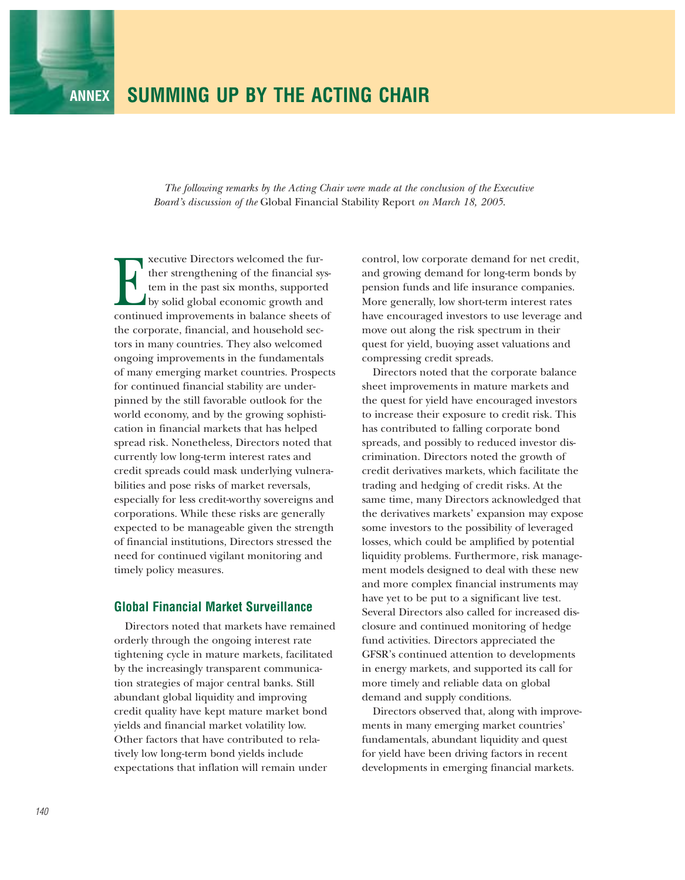# ANNEX SUMMING UP BY THE ACTING CHAIR

*The following remarks by the Acting Chair were made at the conclusion of the Executive Board's discussion of the* Global Financial Stability Report *on March 18, 2005.*

Executive Directors welcomed the further strengthening of the financial system in the past six months, supported by solid global economic growth and continued improvements in balance sheets of the corporate, financial, and household sectors in many countries. They also welcomed ongoing improvements in the fundamentals of many emerging market countries. Prospects for continued financial stability are underpinned by the still favorable outlook for the world economy, and by the growing sophistication in financial markets that has helped spread risk. Nonetheless, Directors noted that currently low long-term interest rates and credit spreads could mask underlying vulnerabilities and pose risks of market reversals, especially for less credit-worthy sovereigns and corporations. While these risks are generally expected to be manageable given the strength of financial institutions, Directors stressed the need for continued vigilant monitoring and timely policy measures.

## Global Financial Market Surveillance

Directors noted that markets have remained orderly through the ongoing interest rate tightening cycle in mature markets, facilitated by the increasingly transparent communication strategies of major central banks. Still abundant global liquidity and improving credit quality have kept mature market bond yields and financial market volatility low. Other factors that have contributed to relatively low long-term bond yields include expectations that inflation will remain under control, low corporate demand for net credit, and growing demand for long-term bonds by pension funds and life insurance companies. More generally, low short-term interest rates have encouraged investors to use leverage and move out along the risk spectrum in their quest for yield, buoying asset valuations and compressing credit spreads.

Directors noted that the corporate balance sheet improvements in mature markets and the quest for yield have encouraged investors to increase their exposure to credit risk. This has contributed to falling corporate bond spreads, and possibly to reduced investor discrimination. Directors noted the growth of credit derivatives markets, which facilitate the trading and hedging of credit risks. At the same time, many Directors acknowledged that the derivatives markets' expansion may expose some investors to the possibility of leveraged losses, which could be amplified by potential liquidity problems. Furthermore, risk management models designed to deal with these new and more complex financial instruments may have yet to be put to a significant live test. Several Directors also called for increased disclosure and continued monitoring of hedge fund activities. Directors appreciated the GFSR's continued attention to developments in energy markets, and supported its call for more timely and reliable data on global demand and supply conditions.

Directors observed that, along with improvements in many emerging market countries' fundamentals, abundant liquidity and quest for yield have been driving factors in recent developments in emerging financial markets.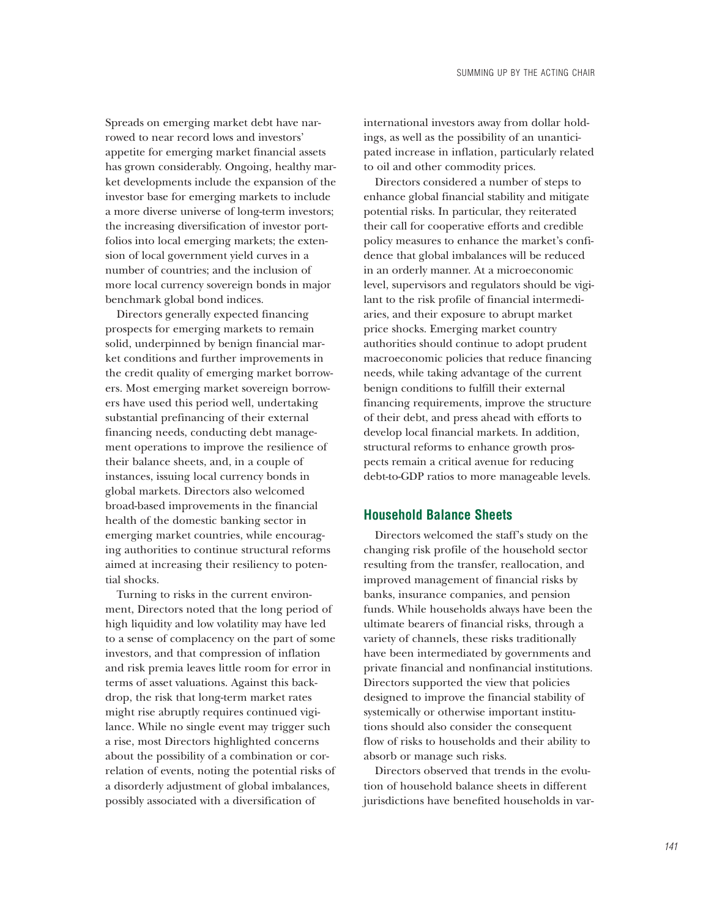Spreads on emerging market debt have narrowed to near record lows and investors' appetite for emerging market financial assets has grown considerably. Ongoing, healthy market developments include the expansion of the investor base for emerging markets to include a more diverse universe of long-term investors; the increasing diversification of investor portfolios into local emerging markets; the extension of local government yield curves in a number of countries; and the inclusion of more local currency sovereign bonds in major benchmark global bond indices.

Directors generally expected financing prospects for emerging markets to remain solid, underpinned by benign financial market conditions and further improvements in the credit quality of emerging market borrowers. Most emerging market sovereign borrowers have used this period well, undertaking substantial prefinancing of their external financing needs, conducting debt management operations to improve the resilience of their balance sheets, and, in a couple of instances, issuing local currency bonds in global markets. Directors also welcomed broad-based improvements in the financial health of the domestic banking sector in emerging market countries, while encouraging authorities to continue structural reforms aimed at increasing their resiliency to potential shocks.

Turning to risks in the current environment, Directors noted that the long period of high liquidity and low volatility may have led to a sense of complacency on the part of some investors, and that compression of inflation and risk premia leaves little room for error in terms of asset valuations. Against this backdrop, the risk that long-term market rates might rise abruptly requires continued vigilance. While no single event may trigger such a rise, most Directors highlighted concerns about the possibility of a combination or correlation of events, noting the potential risks of a disorderly adjustment of global imbalances, possibly associated with a diversification of international investors away from dollar holdings, as well as the possibility of an unanticipated increase in inflation, particularly related to oil and other commodity prices.

Directors considered a number of steps to enhance global financial stability and mitigate potential risks. In particular, they reiterated their call for cooperative efforts and credible policy measures to enhance the market's confidence that global imbalances will be reduced in an orderly manner. At a microeconomic level, supervisors and regulators should be vigilant to the risk profile of financial intermediaries, and their exposure to abrupt market price shocks. Emerging market country authorities should continue to adopt prudent macroeconomic policies that reduce financing needs, while taking advantage of the current benign conditions to fulfill their external financing requirements, improve the structure of their debt, and press ahead with efforts to develop local financial markets. In addition, structural reforms to enhance growth prospects remain a critical avenue for reducing debt-to-GDP ratios to more manageable levels.

## Household Balance Sheets

Directors welcomed the staff's study on the changing risk profile of the household sector resulting from the transfer, reallocation, and improved management of financial risks by banks, insurance companies, and pension funds. While households always have been the ultimate bearers of financial risks, through a variety of channels, these risks traditionally have been intermediated by governments and private financial and nonfinancial institutions. Directors supported the view that policies designed to improve the financial stability of systemically or otherwise important institutions should also consider the consequent flow of risks to households and their ability to absorb or manage such risks.

Directors observed that trends in the evolution of household balance sheets in different jurisdictions have benefited households in var-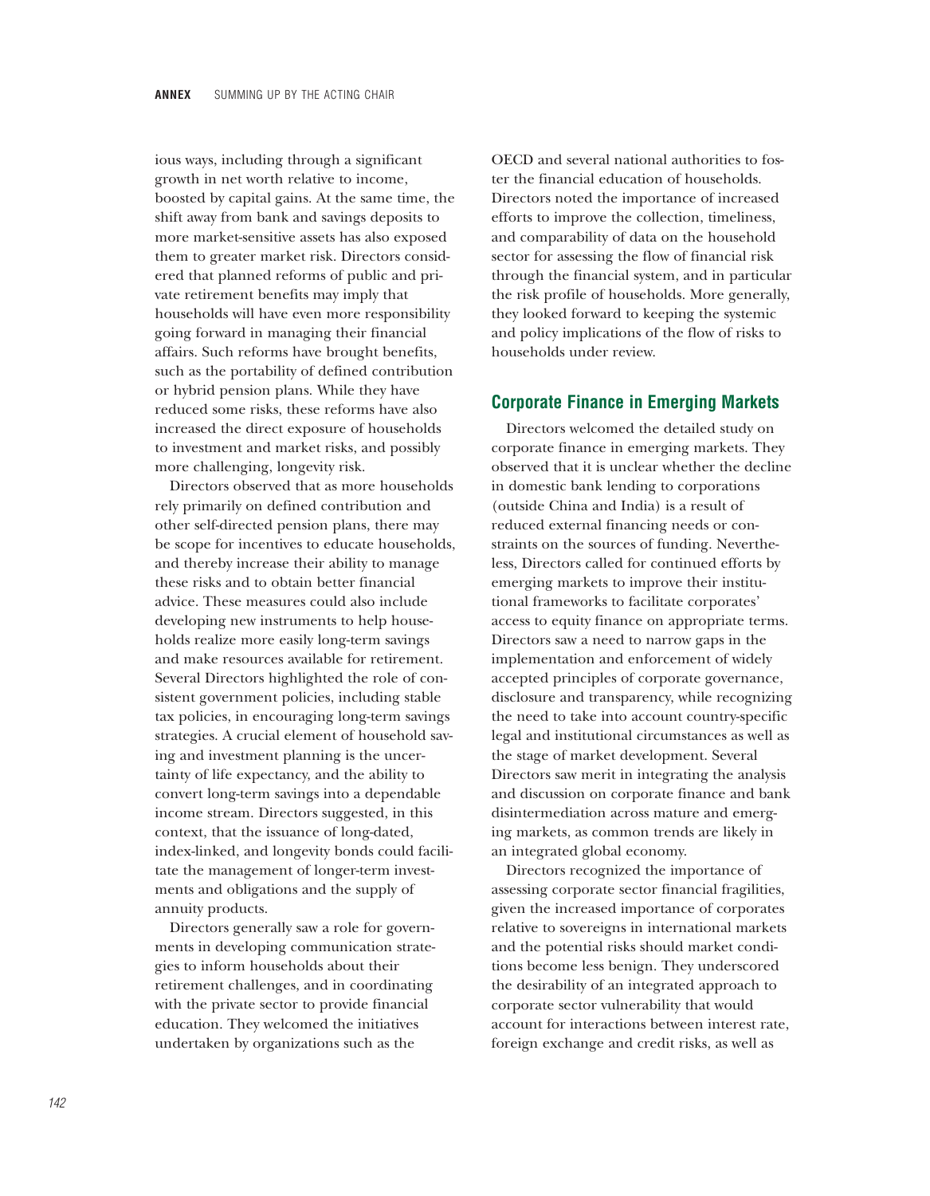ious ways, including through a significant growth in net worth relative to income, boosted by capital gains. At the same time, the shift away from bank and savings deposits to more market-sensitive assets has also exposed them to greater market risk. Directors considered that planned reforms of public and private retirement benefits may imply that households will have even more responsibility going forward in managing their financial affairs. Such reforms have brought benefits, such as the portability of defined contribution or hybrid pension plans. While they have reduced some risks, these reforms have also increased the direct exposure of households to investment and market risks, and possibly more challenging, longevity risk.

Directors observed that as more households rely primarily on defined contribution and other self-directed pension plans, there may be scope for incentives to educate households, and thereby increase their ability to manage these risks and to obtain better financial advice. These measures could also include developing new instruments to help households realize more easily long-term savings and make resources available for retirement. Several Directors highlighted the role of consistent government policies, including stable tax policies, in encouraging long-term savings strategies. A crucial element of household saving and investment planning is the uncertainty of life expectancy, and the ability to convert long-term savings into a dependable income stream. Directors suggested, in this context, that the issuance of long-dated, index-linked, and longevity bonds could facilitate the management of longer-term investments and obligations and the supply of annuity products.

Directors generally saw a role for governments in developing communication strategies to inform households about their retirement challenges, and in coordinating with the private sector to provide financial education. They welcomed the initiatives undertaken by organizations such as the OECD and several national authorities to foster the financial education of households. Directors noted the importance of increased efforts to improve the collection, timeliness, and comparability of data on the household sector for assessing the flow of financial risk through the financial system, and in particular the risk profile of households. More generally, they looked forward to keeping the systemic and policy implications of the flow of risks to households under review.

## Corporate Finance in Emerging Markets

Directors welcomed the detailed study on corporate finance in emerging markets. They observed that it is unclear whether the decline in domestic bank lending to corporations (outside China and India) is a result of reduced external financing needs or constraints on the sources of funding. Nevertheless, Directors called for continued efforts by emerging markets to improve their institutional frameworks to facilitate corporates' access to equity finance on appropriate terms. Directors saw a need to narrow gaps in the implementation and enforcement of widely accepted principles of corporate governance, disclosure and transparency, while recognizing the need to take into account country-specific legal and institutional circumstances as well as the stage of market development. Several Directors saw merit in integrating the analysis and discussion on corporate finance and bank disintermediation across mature and emerging markets, as common trends are likely in an integrated global economy.

Directors recognized the importance of assessing corporate sector financial fragilities, given the increased importance of corporates relative to sovereigns in international markets and the potential risks should market conditions become less benign. They underscored the desirability of an integrated approach to corporate sector vulnerability that would account for interactions between interest rate, foreign exchange and credit risks, as well as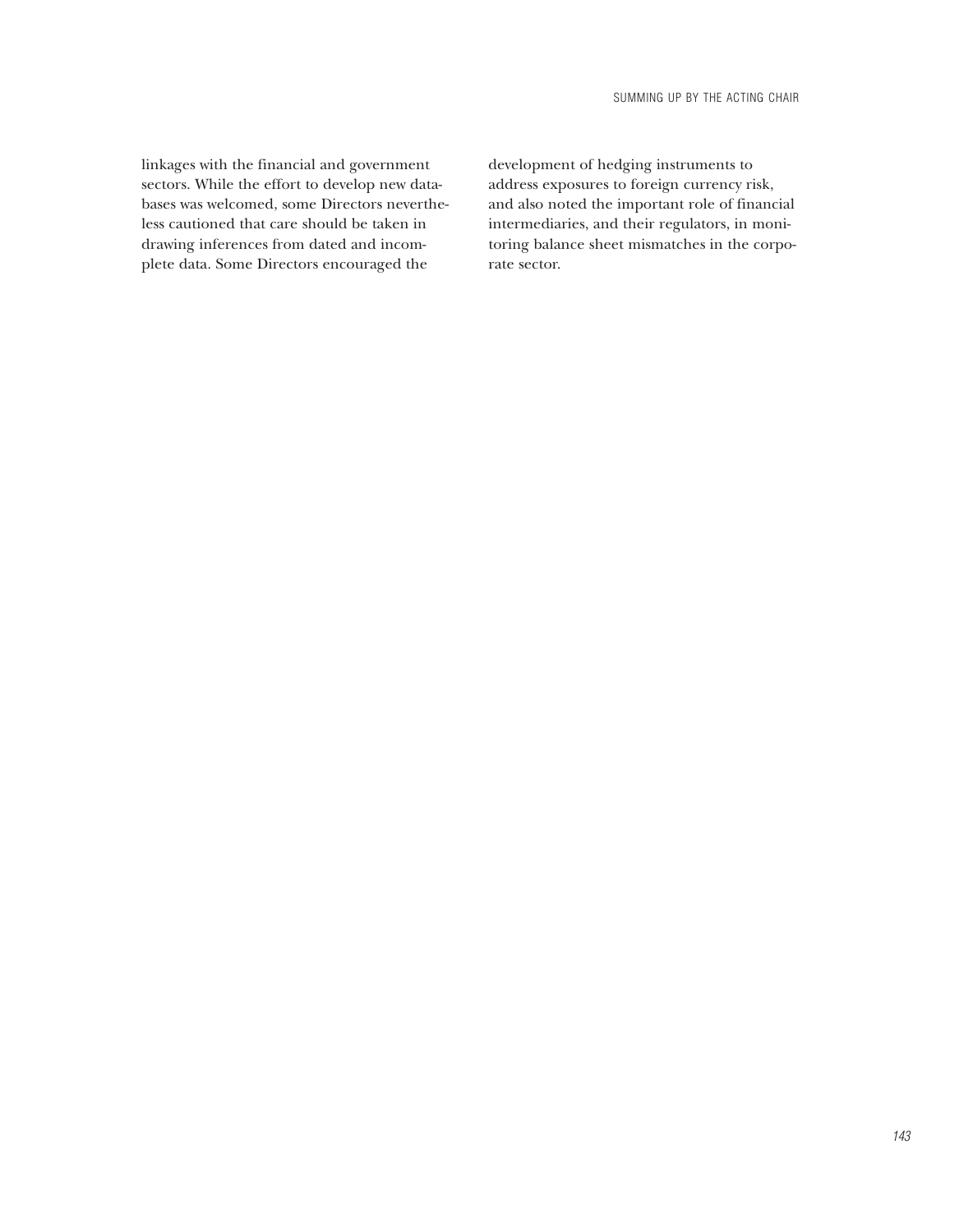linkages with the financial and government sectors. While the effort to develop new databases was welcomed, some Directors nevertheless cautioned that care should be taken in drawing inferences from dated and incomplete data. Some Directors encouraged the development of hedging instruments to address exposures to foreign currency risk, and also noted the important role of financial intermediaries, and their regulators, in monitoring balance sheet mismatches in the corporate sector.